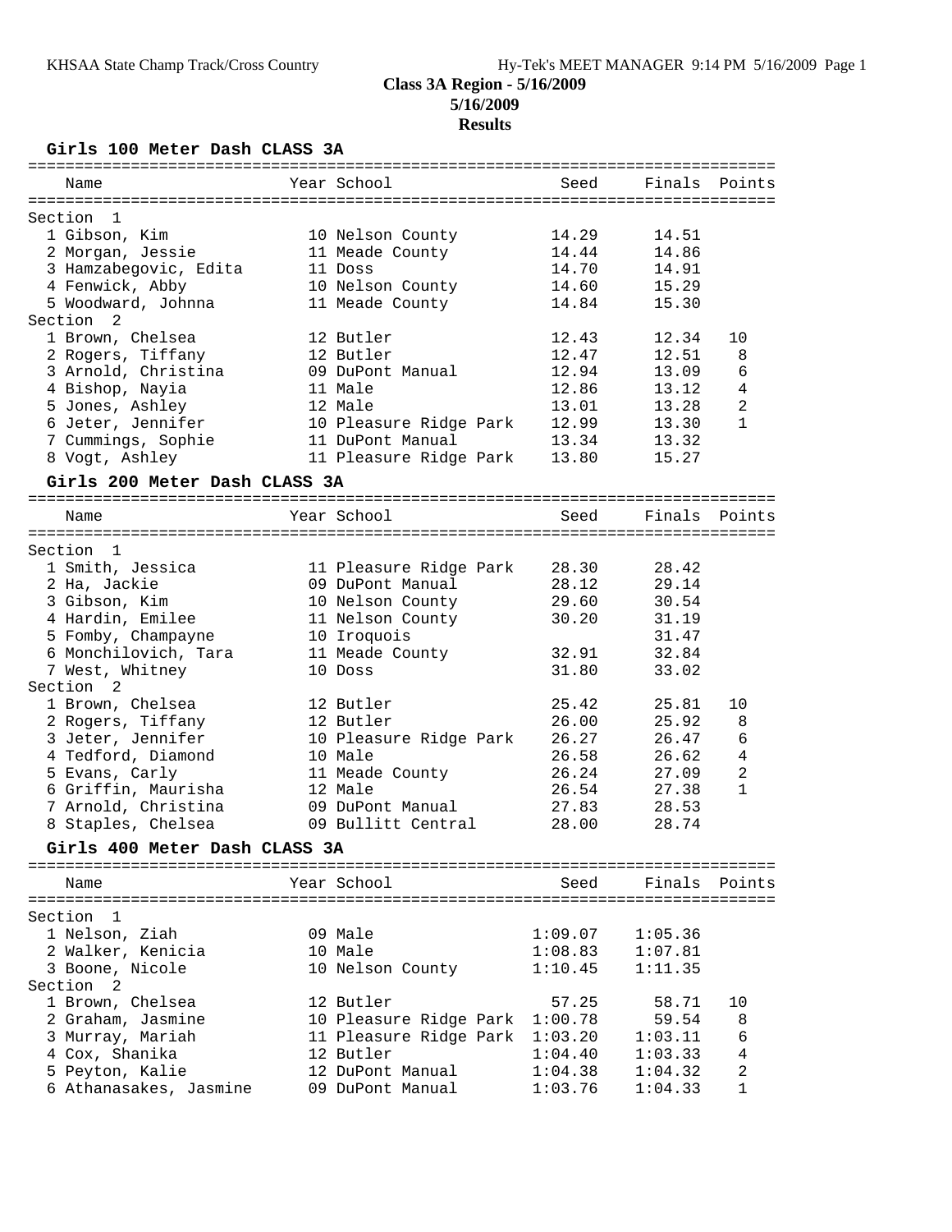# Class 3A Region - 5/16/2009

**5/16/2009**

**Results**

## Girls 100 Meter Dash CLASS 3A

| Name | Year | School | Seed | Finals | Points |
|---|---|---|---|---|---|
| **Section 1** | | | | | |
| 1 Gibson, Kim | 10 | Nelson County | 14.29 | 14.51 | |
| 2 Morgan, Jessie | 11 | Meade County | 14.44 | 14.86 | |
| 3 Hamzabegovic, Edita | 11 | Doss | 14.70 | 14.91 | |
| 4 Fenwick, Abby | 10 | Nelson County | 14.60 | 15.29 | |
| 5 Woodward, Johnna | 11 | Meade County | 14.84 | 15.30 | |
| **Section 2** | | | | | |
| 1 Brown, Chelsea | 12 | Butler | 12.43 | 12.34 | 10 |
| 2 Rogers, Tiffany | 12 | Butler | 12.47 | 12.51 | 8 |
| 3 Arnold, Christina | 09 | DuPont Manual | 12.94 | 13.09 | 6 |
| 4 Bishop, Nayia | 11 | Male | 12.86 | 13.12 | 4 |
| 5 Jones, Ashley | 12 | Male | 13.01 | 13.28 | 2 |
| 6 Jeter, Jennifer | 10 | Pleasure Ridge Park | 12.99 | 13.30 | 1 |
| 7 Cummings, Sophie | 11 | DuPont Manual | 13.34 | 13.32 | |
| 8 Vogt, Ashley | 11 | Pleasure Ridge Park | 13.80 | 15.27 | |

## Girls 200 Meter Dash CLASS 3A

| Name | Year | School | Seed | Finals | Points |
|---|---|---|---|---|---|
| **Section 1** | | | | | |
| 1 Smith, Jessica | 11 | Pleasure Ridge Park | 28.30 | 28.42 | |
| 2 Ha, Jackie | 09 | DuPont Manual | 28.12 | 29.14 | |
| 3 Gibson, Kim | 10 | Nelson County | 29.60 | 30.54 | |
| 4 Hardin, Emilee | 11 | Nelson County | 30.20 | 31.19 | |
| 5 Fomby, Champayne | 10 | Iroquois | | 31.47 | |
| 6 Monchilovich, Tara | 11 | Meade County | 32.91 | 32.84 | |
| 7 West, Whitney | 10 | Doss | 31.80 | 33.02 | |
| **Section 2** | | | | | |
| 1 Brown, Chelsea | 12 | Butler | 25.42 | 25.81 | 10 |
| 2 Rogers, Tiffany | 12 | Butler | 26.00 | 25.92 | 8 |
| 3 Jeter, Jennifer | 10 | Pleasure Ridge Park | 26.27 | 26.47 | 6 |
| 4 Tedford, Diamond | 10 | Male | 26.58 | 26.62 | 4 |
| 5 Evans, Carly | 11 | Meade County | 26.24 | 27.09 | 2 |
| 6 Griffin, Maurisha | 12 | Male | 26.54 | 27.38 | 1 |
| 7 Arnold, Christina | 09 | DuPont Manual | 27.83 | 28.53 | |
| 8 Staples, Chelsea | 09 | Bullitt Central | 28.00 | 28.74 | |

## Girls 400 Meter Dash CLASS 3A

| Name | Year | School | Seed | Finals | Points |
|---|---|---|---|---|---|
| **Section 1** | | | | | |
| 1 Nelson, Ziah | 09 | Male | 1:09.07 | 1:05.36 | |
| 2 Walker, Kenicia | 10 | Male | 1:08.83 | 1:07.81 | |
| 3 Boone, Nicole | 10 | Nelson County | 1:10.45 | 1:11.35 | |
| **Section 2** | | | | | |
| 1 Brown, Chelsea | 12 | Butler | 57.25 | 58.71 | 10 |
| 2 Graham, Jasmine | 10 | Pleasure Ridge Park | 1:00.78 | 59.54 | 8 |
| 3 Murray, Mariah | 11 | Pleasure Ridge Park | 1:03.20 | 1:03.11 | 6 |
| 4 Cox, Shanika | 12 | Butler | 1:04.40 | 1:03.33 | 4 |
| 5 Peyton, Kalie | 12 | DuPont Manual | 1:04.38 | 1:04.32 | 2 |
| 6 Athanasakes, Jasmine | 09 | DuPont Manual | 1:03.76 | 1:04.33 | 1 |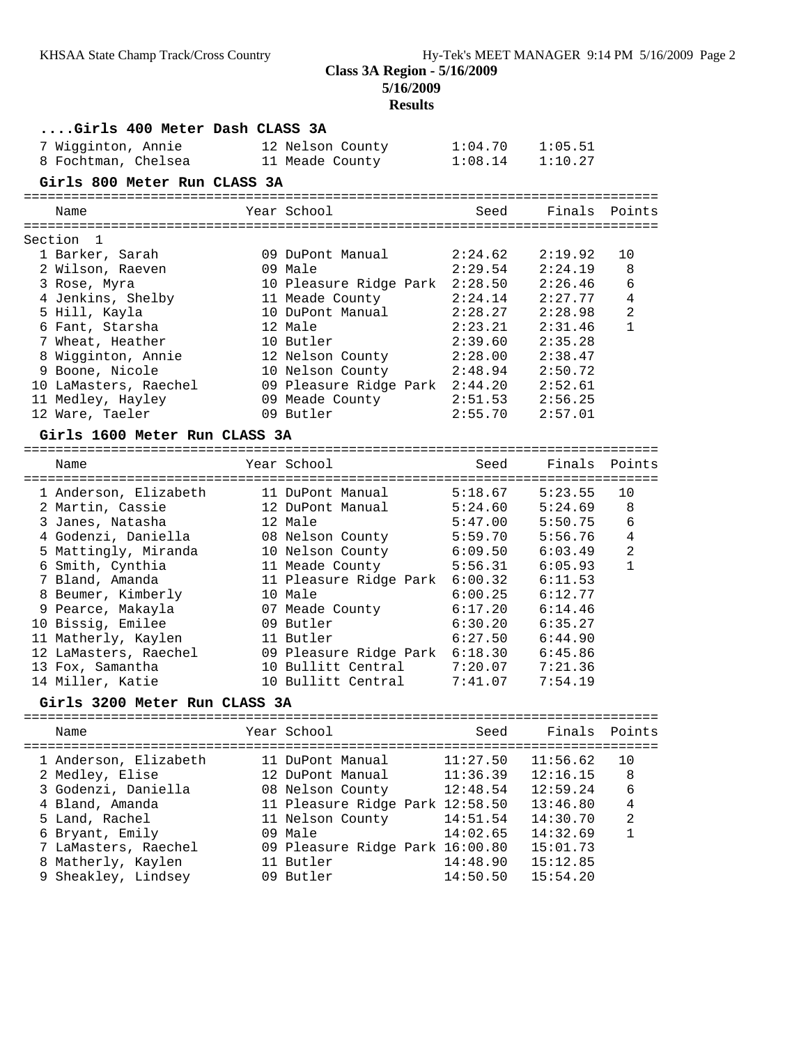**Class 3A Region - 5/16/2009**
**5/16/2009**
**Results**

### ....Girls 400 Meter Dash CLASS 3A

| Place | Name | Year | School | Seed | Finals | Points |
|---|---|---|---|---|---|---|
| 7 | Wigginton, Annie | 12 | Nelson County | 1:04.70 | 1:05.51 | |
| 8 | Fochtman, Chelsea | 11 | Meade County | 1:08.14 | 1:10.27 | |

### Girls 800 Meter Run CLASS 3A

Section 1

| Place | Name | Year | School | Seed | Finals | Points |
|---|---|---|---|---|---|---|
| 1 | Barker, Sarah | 09 | DuPont Manual | 2:24.62 | 2:19.92 | 10 |
| 2 | Wilson, Raeven | 09 | Male | 2:29.54 | 2:24.19 | 8 |
| 3 | Rose, Myra | 10 | Pleasure Ridge Park | 2:28.50 | 2:26.46 | 6 |
| 4 | Jenkins, Shelby | 11 | Meade County | 2:24.14 | 2:27.77 | 4 |
| 5 | Hill, Kayla | 10 | DuPont Manual | 2:28.27 | 2:28.98 | 2 |
| 6 | Fant, Starsha | 12 | Male | 2:23.21 | 2:31.46 | 1 |
| 7 | Wheat, Heather | 10 | Butler | 2:39.60 | 2:35.28 | |
| 8 | Wigginton, Annie | 12 | Nelson County | 2:28.00 | 2:38.47 | |
| 9 | Boone, Nicole | 10 | Nelson County | 2:48.94 | 2:50.72 | |
| 10 | LaMasters, Raechel | 09 | Pleasure Ridge Park | 2:44.20 | 2:52.61 | |
| 11 | Medley, Hayley | 09 | Meade County | 2:51.53 | 2:56.25 | |
| 12 | Ware, Taeler | 09 | Butler | 2:55.70 | 2:57.01 | |

### Girls 1600 Meter Run CLASS 3A

| Place | Name | Year | School | Seed | Finals | Points |
|---|---|---|---|---|---|---|
| 1 | Anderson, Elizabeth | 11 | DuPont Manual | 5:18.67 | 5:23.55 | 10 |
| 2 | Martin, Cassie | 12 | DuPont Manual | 5:24.60 | 5:24.69 | 8 |
| 3 | Janes, Natasha | 12 | Male | 5:47.00 | 5:50.75 | 6 |
| 4 | Godenzi, Daniella | 08 | Nelson County | 5:59.70 | 5:56.76 | 4 |
| 5 | Mattingly, Miranda | 10 | Nelson County | 6:09.50 | 6:03.49 | 2 |
| 6 | Smith, Cynthia | 11 | Meade County | 5:56.31 | 6:05.93 | 1 |
| 7 | Bland, Amanda | 11 | Pleasure Ridge Park | 6:00.32 | 6:11.53 | |
| 8 | Beumer, Kimberly | 10 | Male | 6:00.25 | 6:12.77 | |
| 9 | Pearce, Makayla | 07 | Meade County | 6:17.20 | 6:14.46 | |
| 10 | Bissig, Emilee | 09 | Butler | 6:30.20 | 6:35.27 | |
| 11 | Matherly, Kaylen | 11 | Butler | 6:27.50 | 6:44.90 | |
| 12 | LaMasters, Raechel | 09 | Pleasure Ridge Park | 6:18.30 | 6:45.86 | |
| 13 | Fox, Samantha | 10 | Bullitt Central | 7:20.07 | 7:21.36 | |
| 14 | Miller, Katie | 10 | Bullitt Central | 7:41.07 | 7:54.19 | |

### Girls 3200 Meter Run CLASS 3A

| Place | Name | Year | School | Seed | Finals | Points |
|---|---|---|---|---|---|---|
| 1 | Anderson, Elizabeth | 11 | DuPont Manual | 11:27.50 | 11:56.62 | 10 |
| 2 | Medley, Elise | 12 | DuPont Manual | 11:36.39 | 12:16.15 | 8 |
| 3 | Godenzi, Daniella | 08 | Nelson County | 12:48.54 | 12:59.24 | 6 |
| 4 | Bland, Amanda | 11 | Pleasure Ridge Park | 12:58.50 | 13:46.80 | 4 |
| 5 | Land, Rachel | 11 | Nelson County | 14:51.54 | 14:30.70 | 2 |
| 6 | Bryant, Emily | 09 | Male | 14:02.65 | 14:32.69 | 1 |
| 7 | LaMasters, Raechel | 09 | Pleasure Ridge Park | 16:00.80 | 15:01.73 | |
| 8 | Matherly, Kaylen | 11 | Butler | 14:48.90 | 15:12.85 | |
| 9 | Sheakley, Lindsey | 09 | Butler | 14:50.50 | 15:54.20 | |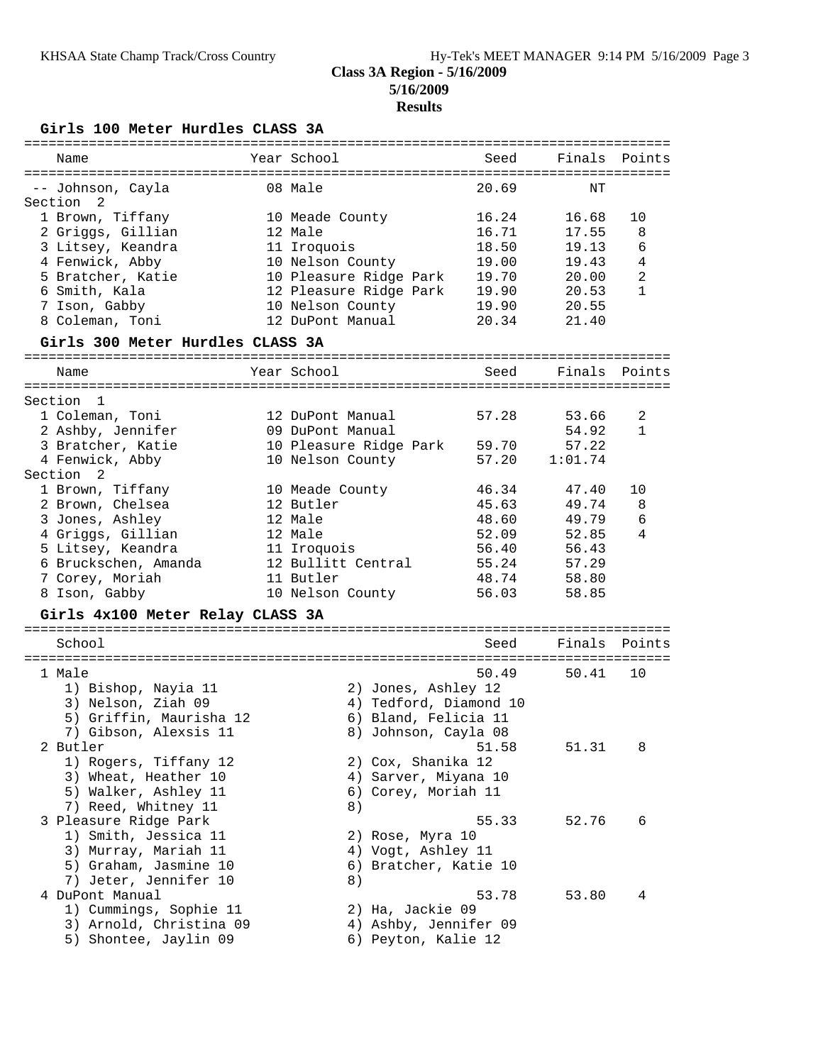## Class 3A Region - 5/16/2009

**5/16/2009**

**Results**

### Girls 100 Meter Hurdles CLASS 3A

| Name | Year | School | Seed | Finals | Points |
|---|---|---|---|---|---|
| -- Johnson, Cayla | 08 | Male | 20.69 | NT | |
| **Section 2** | | | | | |
| 1 Brown, Tiffany | 10 | Meade County | 16.24 | 16.68 | 10 |
| 2 Griggs, Gillian | 12 | Male | 16.71 | 17.55 | 8 |
| 3 Litsey, Keandra | 11 | Iroquois | 18.50 | 19.13 | 6 |
| 4 Fenwick, Abby | 10 | Nelson County | 19.00 | 19.43 | 4 |
| 5 Bratcher, Katie | 10 | Pleasure Ridge Park | 19.70 | 20.00 | 2 |
| 6 Smith, Kala | 12 | Pleasure Ridge Park | 19.90 | 20.53 | 1 |
| 7 Ison, Gabby | 10 | Nelson County | 19.90 | 20.55 | |
| 8 Coleman, Toni | 12 | DuPont Manual | 20.34 | 21.40 | |

### Girls 300 Meter Hurdles CLASS 3A

| Name | Year | School | Seed | Finals | Points |
|---|---|---|---|---|---|
| **Section 1** | | | | | |
| 1 Coleman, Toni | 12 | DuPont Manual | 57.28 | 53.66 | 2 |
| 2 Ashby, Jennifer | 09 | DuPont Manual | | 54.92 | 1 |
| 3 Bratcher, Katie | 10 | Pleasure Ridge Park | 59.70 | 57.22 | |
| 4 Fenwick, Abby | 10 | Nelson County | 57.20 | 1:01.74 | |
| **Section 2** | | | | | |
| 1 Brown, Tiffany | 10 | Meade County | 46.34 | 47.40 | 10 |
| 2 Brown, Chelsea | 12 | Butler | 45.63 | 49.74 | 8 |
| 3 Jones, Ashley | 12 | Male | 48.60 | 49.79 | 6 |
| 4 Griggs, Gillian | 12 | Male | 52.09 | 52.85 | 4 |
| 5 Litsey, Keandra | 11 | Iroquois | 56.40 | 56.43 | |
| 6 Bruckschen, Amanda | 12 | Bullitt Central | 55.24 | 57.29 | |
| 7 Corey, Moriah | 11 | Butler | 48.74 | 58.80 | |
| 8 Ison, Gabby | 10 | Nelson County | 56.03 | 58.85 | |

### Girls 4x100 Meter Relay CLASS 3A

| School | Seed | Finals | Points |
|---|---|---|---|
| 1 Male | 50.49 | 50.41 | 10 |
| 2 Butler | 51.58 | 51.31 | 8 |
| 3 Pleasure Ridge Park | 55.33 | 52.76 | 6 |
| 4 DuPont Manual | 53.78 | 53.80 | 4 |

1 Male
1) Bishop, Nayia 11; 2) Jones, Ashley 12; 3) Nelson, Ziah 09; 4) Tedford, Diamond 10; 5) Griffin, Maurisha 12; 6) Bland, Felicia 11; 7) Gibson, Alexsis 11; 8) Johnson, Cayla 08

2 Butler
1) Rogers, Tiffany 12; 2) Cox, Shanika 12; 3) Wheat, Heather 10; 4) Sarver, Miyana 10; 5) Walker, Ashley 11; 6) Corey, Moriah 11; 7) Reed, Whitney 11; 8)

3 Pleasure Ridge Park
1) Smith, Jessica 11; 2) Rose, Myra 10; 3) Murray, Mariah 11; 4) Vogt, Ashley 11; 5) Graham, Jasmine 10; 6) Bratcher, Katie 10; 7) Jeter, Jennifer 10; 8)

4 DuPont Manual
1) Cummings, Sophie 11; 2) Ha, Jackie 09; 3) Arnold, Christina 09; 4) Ashby, Jennifer 09; 5) Shontee, Jaylin 09; 6) Peyton, Kalie 12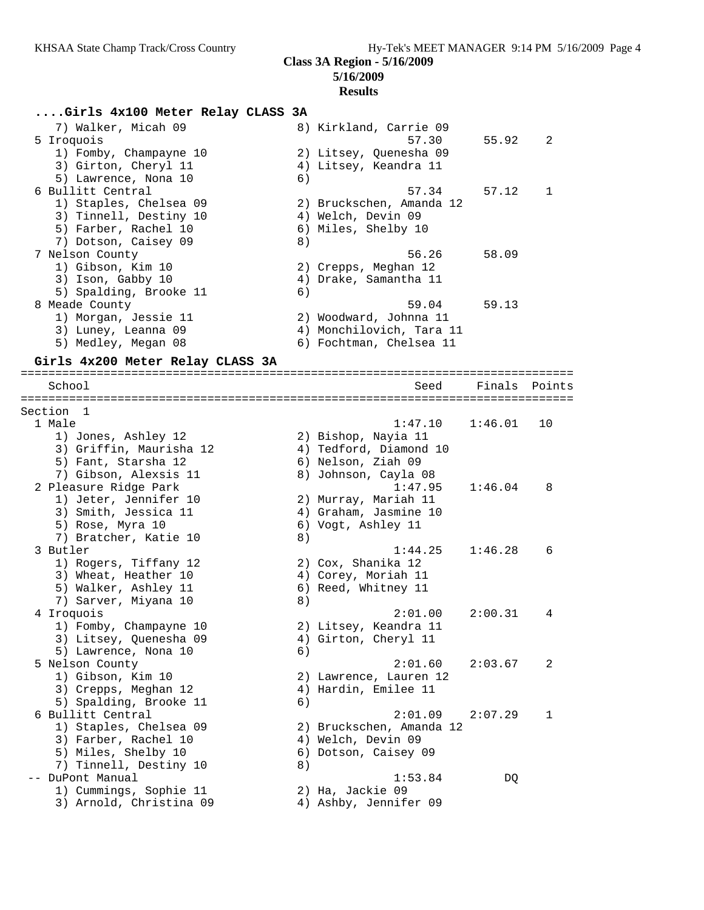**Class 3A Region - 5/16/2009**
**5/16/2009**
**Results**

### ....Girls 4x100 Meter Relay CLASS 3A

```
    7) Walker, Micah 09              8) Kirkland, Carrie 09
  5 Iroquois                                    57.30      55.92    2
    1) Fomby, Champayne 10           2) Litsey, Quenesha 09
    3) Girton, Cheryl 11             4) Litsey, Keandra 11
    5) Lawrence, Nona 10             6)
  6 Bullitt Central                             57.34      57.12    1
    1) Staples, Chelsea 09           2) Bruckschen, Amanda 12
    3) Tinnell, Destiny 10           4) Welch, Devin 09
    5) Farber, Rachel 10             6) Miles, Shelby 10
    7) Dotson, Caisey 09             8)
  7 Nelson County                               56.26      58.09
    1) Gibson, Kim 10                2) Crepps, Meghan 12
    3) Ison, Gabby 10                4) Drake, Samantha 11
    5) Spalding, Brooke 11           6)
  8 Meade County                                59.04      59.13
    1) Morgan, Jessie 11             2) Woodward, Johnna 11
    3) Luney, Leanna 09              4) Monchilovich, Tara 11
    5) Medley, Megan 08              6) Fochtman, Chelsea 11
```

### Girls 4x200 Meter Relay CLASS 3A

```
================================================================================
    School                                       Seed     Finals  Points
================================================================================
Section  1
  1 Male                                      1:47.10    1:46.01   10
    1) Jones, Ashley 12              2) Bishop, Nayia 11
    3) Griffin, Maurisha 12          4) Tedford, Diamond 10
    5) Fant, Starsha 12              6) Nelson, Ziah 09
    7) Gibson, Alexsis 11            8) Johnson, Cayla 08
  2 Pleasure Ridge Park                       1:47.95    1:46.04    8
    1) Jeter, Jennifer 10            2) Murray, Mariah 11
    3) Smith, Jessica 11             4) Graham, Jasmine 10
    5) Rose, Myra 10                 6) Vogt, Ashley 11
    7) Bratcher, Katie 10            8)
  3 Butler                                    1:44.25    1:46.28    6
    1) Rogers, Tiffany 12            2) Cox, Shanika 12
    3) Wheat, Heather 10             4) Corey, Moriah 11
    5) Walker, Ashley 11             6) Reed, Whitney 11
    7) Sarver, Miyana 10             8)
  4 Iroquois                                  2:01.00    2:00.31    4
    1) Fomby, Champayne 10           2) Litsey, Keandra 11
    3) Litsey, Quenesha 09           4) Girton, Cheryl 11
    5) Lawrence, Nona 10             6)
  5 Nelson County                             2:01.60    2:03.67    2
    1) Gibson, Kim 10                2) Lawrence, Lauren 12
    3) Crepps, Meghan 12             4) Hardin, Emilee 11
    5) Spalding, Brooke 11           6)
  6 Bullitt Central                           2:01.09    2:07.29    1
    1) Staples, Chelsea 09           2) Bruckschen, Amanda 12
    3) Farber, Rachel 10             4) Welch, Devin 09
    5) Miles, Shelby 10              6) Dotson, Caisey 09
    7) Tinnell, Destiny 10           8)
 -- DuPont Manual                             1:53.84         DQ
    1) Cummings, Sophie 11           2) Ha, Jackie 09
    3) Arnold, Christina 09          4) Ashby, Jennifer 09
```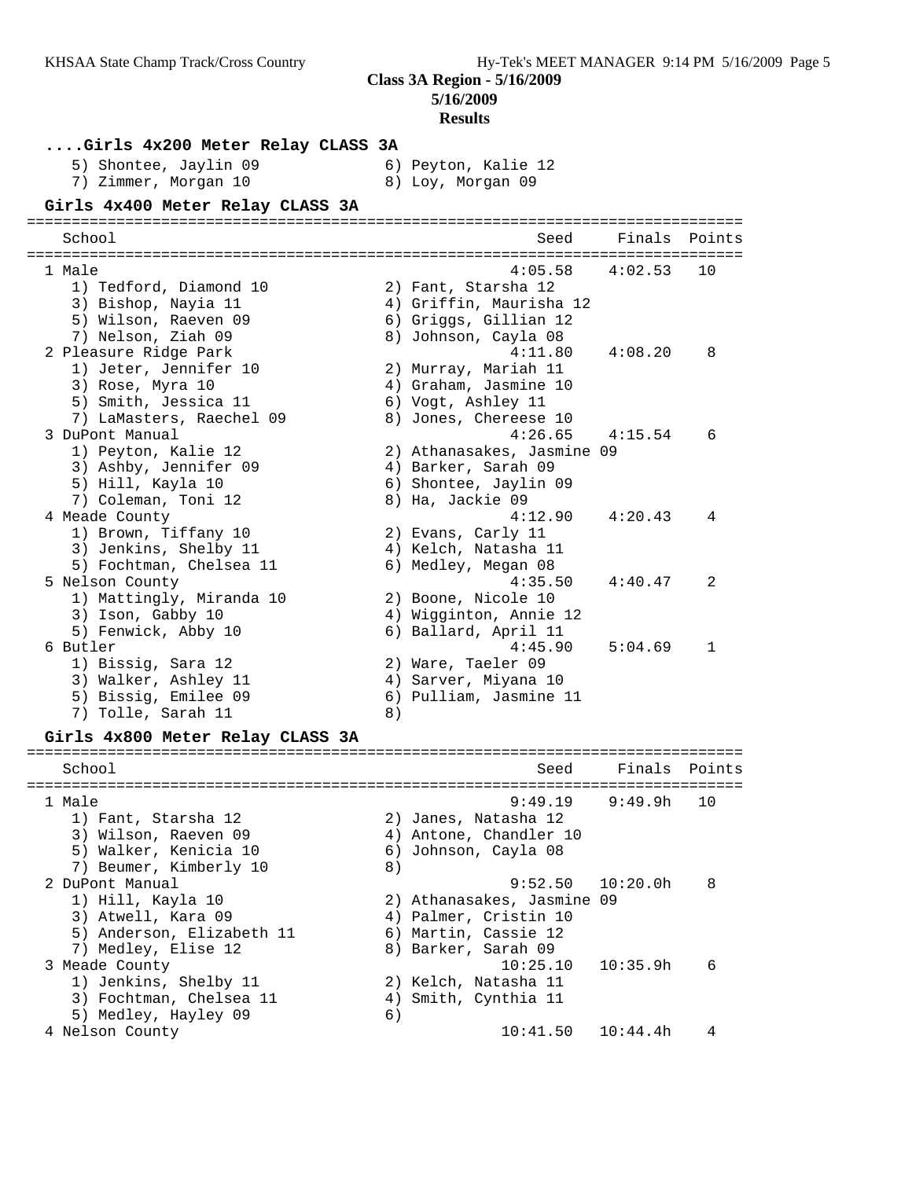## Class 3A Region - 5/16/2009

**5/16/2009**

**Results**

### ....Girls 4x200 Meter Relay CLASS 3A

5) Shontee, Jaylin 09 — 6) Peyton, Kalie 12
7) Zimmer, Morgan 10 — 8) Loy, Morgan 09

### Girls 4x400 Meter Relay CLASS 3A

| | School | Seed | Finals | Points |
|---|---|---|---|---|
| 1 | Male | 4:05.58 | 4:02.53 | 10 |
| | 1) Tedford, Diamond 10; 2) Fant, Starsha 12; 3) Bishop, Nayia 11; 4) Griffin, Maurisha 12; 5) Wilson, Raeven 09; 6) Griggs, Gillian 12; 7) Nelson, Ziah 09; 8) Johnson, Cayla 08 | | | |
| 2 | Pleasure Ridge Park | 4:11.80 | 4:08.20 | 8 |
| | 1) Jeter, Jennifer 10; 2) Murray, Mariah 11; 3) Rose, Myra 10; 4) Graham, Jasmine 10; 5) Smith, Jessica 11; 6) Vogt, Ashley 11; 7) LaMasters, Raechel 09; 8) Jones, Chereese 10 | | | |
| 3 | DuPont Manual | 4:26.65 | 4:15.54 | 6 |
| | 1) Peyton, Kalie 12; 2) Athanasakes, Jasmine 09; 3) Ashby, Jennifer 09; 4) Barker, Sarah 09; 5) Hill, Kayla 10; 6) Shontee, Jaylin 09; 7) Coleman, Toni 12; 8) Ha, Jackie 09 | | | |
| 4 | Meade County | 4:12.90 | 4:20.43 | 4 |
| | 1) Brown, Tiffany 10; 2) Evans, Carly 11; 3) Jenkins, Shelby 11; 4) Kelch, Natasha 11; 5) Fochtman, Chelsea 11; 6) Medley, Megan 08 | | | |
| 5 | Nelson County | 4:35.50 | 4:40.47 | 2 |
| | 1) Mattingly, Miranda 10; 2) Boone, Nicole 10; 3) Ison, Gabby 10; 4) Wigginton, Annie 12; 5) Fenwick, Abby 10; 6) Ballard, April 11 | | | |
| 6 | Butler | 4:45.90 | 5:04.69 | 1 |
| | 1) Bissig, Sara 12; 2) Ware, Taeler 09; 3) Walker, Ashley 11; 4) Sarver, Miyana 10; 5) Bissig, Emilee 09; 6) Pulliam, Jasmine 11; 7) Tolle, Sarah 11; 8) | | | |

### Girls 4x800 Meter Relay CLASS 3A

| | School | Seed | Finals | Points |
|---|---|---|---|---|
| 1 | Male | 9:49.19 | 9:49.9h | 10 |
| | 1) Fant, Starsha 12; 2) Janes, Natasha 12; 3) Wilson, Raeven 09; 4) Antone, Chandler 10; 5) Walker, Kenicia 10; 6) Johnson, Cayla 08; 7) Beumer, Kimberly 10; 8) | | | |
| 2 | DuPont Manual | 9:52.50 | 10:20.0h | 8 |
| | 1) Hill, Kayla 10; 2) Athanasakes, Jasmine 09; 3) Atwell, Kara 09; 4) Palmer, Cristin 10; 5) Anderson, Elizabeth 11; 6) Martin, Cassie 12; 7) Medley, Elise 12; 8) Barker, Sarah 09 | | | |
| 3 | Meade County | 10:25.10 | 10:35.9h | 6 |
| | 1) Jenkins, Shelby 11; 2) Kelch, Natasha 11; 3) Fochtman, Chelsea 11; 4) Smith, Cynthia 11; 5) Medley, Hayley 09; 6) | | | |
| 4 | Nelson County | 10:41.50 | 10:44.4h | 4 |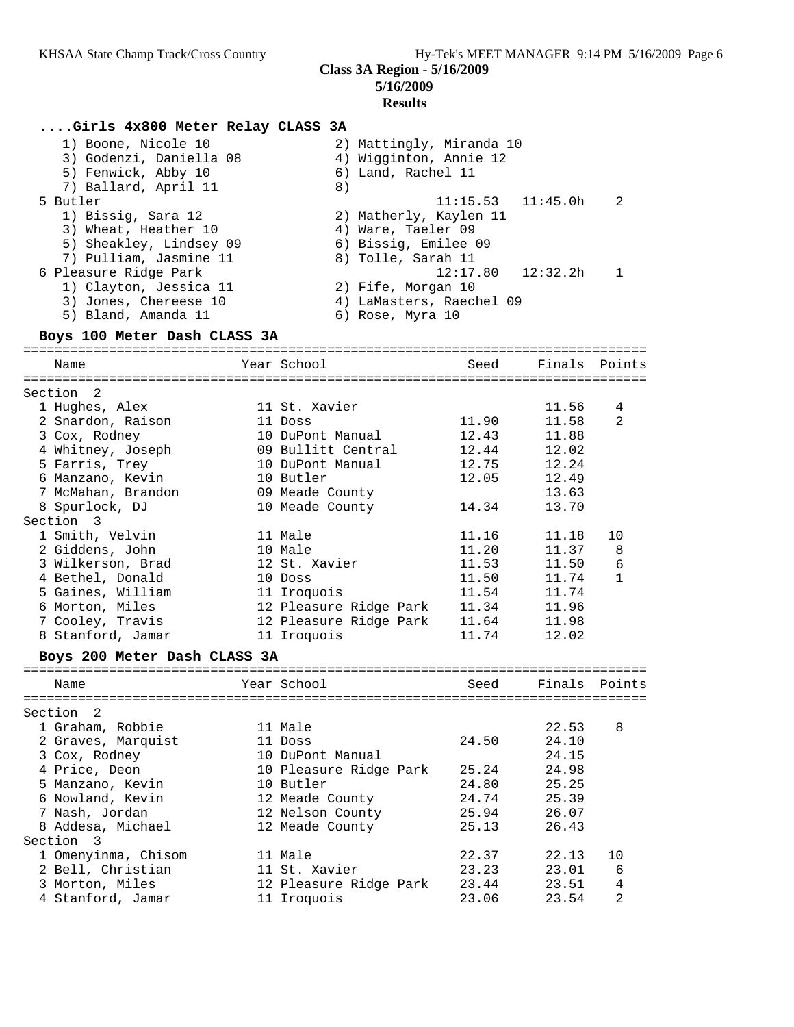**Class 3A Region - 5/16/2009**

**5/16/2009**

**Results**

### ....Girls 4x800 Meter Relay CLASS 3A

1) Boone, Nicole 10 2) Mattingly, Miranda 10
3) Godenzi, Daniella 08 4) Wigginton, Annie 12
5) Fenwick, Abby 10 6) Land, Rachel 11
7) Ballard, April 11 8)

5 Butler 11:15.53 11:45.0h 2
1) Bissig, Sara 12 2) Matherly, Kaylen 11
3) Wheat, Heather 10 4) Ware, Taeler 09
5) Sheakley, Lindsey 09 6) Bissig, Emilee 09
7) Pulliam, Jasmine 11 8) Tolle, Sarah 11

6 Pleasure Ridge Park 12:17.80 12:32.2h 1
1) Clayton, Jessica 11 2) Fife, Morgan 10
3) Jones, Chereese 10 4) LaMasters, Raechel 09
5) Bland, Amanda 11 6) Rose, Myra 10

### Boys 100 Meter Dash CLASS 3A

| Name | Year | School | Seed | Finals | Points |
|---|---|---|---|---|---|
| **Section 2** | | | | | |
| 1 Hughes, Alex | 11 | St. Xavier | | 11.56 | 4 |
| 2 Snardon, Raison | 11 | Doss | 11.90 | 11.58 | 2 |
| 3 Cox, Rodney | 10 | DuPont Manual | 12.43 | 11.88 | |
| 4 Whitney, Joseph | 09 | Bullitt Central | 12.44 | 12.02 | |
| 5 Farris, Trey | 10 | DuPont Manual | 12.75 | 12.24 | |
| 6 Manzano, Kevin | 10 | Butler | 12.05 | 12.49 | |
| 7 McMahan, Brandon | 09 | Meade County | | 13.63 | |
| 8 Spurlock, DJ | 10 | Meade County | 14.34 | 13.70 | |
| **Section 3** | | | | | |
| 1 Smith, Velvin | 11 | Male | 11.16 | 11.18 | 10 |
| 2 Giddens, John | 10 | Male | 11.20 | 11.37 | 8 |
| 3 Wilkerson, Brad | 12 | St. Xavier | 11.53 | 11.50 | 6 |
| 4 Bethel, Donald | 10 | Doss | 11.50 | 11.74 | 1 |
| 5 Gaines, William | 11 | Iroquois | 11.54 | 11.74 | |
| 6 Morton, Miles | 12 | Pleasure Ridge Park | 11.34 | 11.96 | |
| 7 Cooley, Travis | 12 | Pleasure Ridge Park | 11.64 | 11.98 | |
| 8 Stanford, Jamar | 11 | Iroquois | 11.74 | 12.02 | |

### Boys 200 Meter Dash CLASS 3A

| Name | Year | School | Seed | Finals | Points |
|---|---|---|---|---|---|
| **Section 2** | | | | | |
| 1 Graham, Robbie | 11 | Male | | 22.53 | 8 |
| 2 Graves, Marquist | 11 | Doss | 24.50 | 24.10 | |
| 3 Cox, Rodney | 10 | DuPont Manual | | 24.15 | |
| 4 Price, Deon | 10 | Pleasure Ridge Park | 25.24 | 24.98 | |
| 5 Manzano, Kevin | 10 | Butler | 24.80 | 25.25 | |
| 6 Nowland, Kevin | 12 | Meade County | 24.74 | 25.39 | |
| 7 Nash, Jordan | 12 | Nelson County | 25.94 | 26.07 | |
| 8 Addesa, Michael | 12 | Meade County | 25.13 | 26.43 | |
| **Section 3** | | | | | |
| 1 Omenyinma, Chisom | 11 | Male | 22.37 | 22.13 | 10 |
| 2 Bell, Christian | 11 | St. Xavier | 23.23 | 23.01 | 6 |
| 3 Morton, Miles | 12 | Pleasure Ridge Park | 23.44 | 23.51 | 4 |
| 4 Stanford, Jamar | 11 | Iroquois | 23.06 | 23.54 | 2 |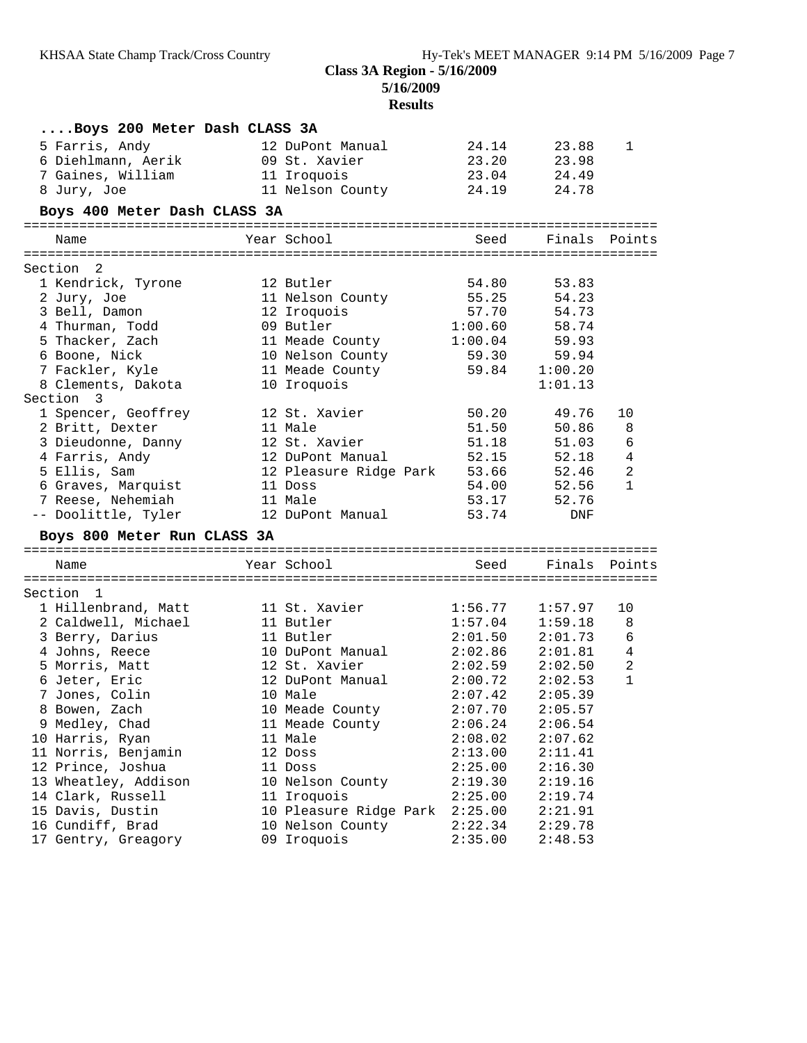## Class 3A Region - 5/16/2009

### 5/16/2009

### Results

#### ....Boys 200 Meter Dash CLASS 3A

| Place | Name | Year | School | Seed | Finals | Points |
|---|---|---|---|---|---|---|
| 5 | Farris, Andy | 12 | DuPont Manual | 24.14 | 23.88 | 1 |
| 6 | Diehlmann, Aerik | 09 | St. Xavier | 23.20 | 23.98 | |
| 7 | Gaines, William | 11 | Iroquois | 23.04 | 24.49 | |
| 8 | Jury, Joe | 11 | Nelson County | 24.19 | 24.78 | |

#### Boys 400 Meter Dash CLASS 3A

| Place | Name | Year | School | Seed | Finals | Points |
|---|---|---|---|---|---|---|
| **Section 2** | | | | | | |
| 1 | Kendrick, Tyrone | 12 | Butler | 54.80 | 53.83 | |
| 2 | Jury, Joe | 11 | Nelson County | 55.25 | 54.23 | |
| 3 | Bell, Damon | 12 | Iroquois | 57.70 | 54.73 | |
| 4 | Thurman, Todd | 09 | Butler | 1:00.60 | 58.74 | |
| 5 | Thacker, Zach | 11 | Meade County | 1:00.04 | 59.93 | |
| 6 | Boone, Nick | 10 | Nelson County | 59.30 | 59.94 | |
| 7 | Fackler, Kyle | 11 | Meade County | 59.84 | 1:00.20 | |
| 8 | Clements, Dakota | 10 | Iroquois | | 1:01.13 | |
| **Section 3** | | | | | | |
| 1 | Spencer, Geoffrey | 12 | St. Xavier | 50.20 | 49.76 | 10 |
| 2 | Britt, Dexter | 11 | Male | 51.50 | 50.86 | 8 |
| 3 | Dieudonne, Danny | 12 | St. Xavier | 51.18 | 51.03 | 6 |
| 4 | Farris, Andy | 12 | DuPont Manual | 52.15 | 52.18 | 4 |
| 5 | Ellis, Sam | 12 | Pleasure Ridge Park | 53.66 | 52.46 | 2 |
| 6 | Graves, Marquist | 11 | Doss | 54.00 | 52.56 | 1 |
| 7 | Reese, Nehemiah | 11 | Male | 53.17 | 52.76 | |
| -- | Doolittle, Tyler | 12 | DuPont Manual | 53.74 | DNF | |

#### Boys 800 Meter Run CLASS 3A

| Place | Name | Year | School | Seed | Finals | Points |
|---|---|---|---|---|---|---|
| **Section 1** | | | | | | |
| 1 | Hillenbrand, Matt | 11 | St. Xavier | 1:56.77 | 1:57.97 | 10 |
| 2 | Caldwell, Michael | 11 | Butler | 1:57.04 | 1:59.18 | 8 |
| 3 | Berry, Darius | 11 | Butler | 2:01.50 | 2:01.73 | 6 |
| 4 | Johns, Reece | 10 | DuPont Manual | 2:02.86 | 2:01.81 | 4 |
| 5 | Morris, Matt | 12 | St. Xavier | 2:02.59 | 2:02.50 | 2 |
| 6 | Jeter, Eric | 12 | DuPont Manual | 2:00.72 | 2:02.53 | 1 |
| 7 | Jones, Colin | 10 | Male | 2:07.42 | 2:05.39 | |
| 8 | Bowen, Zach | 10 | Meade County | 2:07.70 | 2:05.57 | |
| 9 | Medley, Chad | 11 | Meade County | 2:06.24 | 2:06.54 | |
| 10 | Harris, Ryan | 11 | Male | 2:08.02 | 2:07.62 | |
| 11 | Norris, Benjamin | 12 | Doss | 2:13.00 | 2:11.41 | |
| 12 | Prince, Joshua | 11 | Doss | 2:25.00 | 2:16.30 | |
| 13 | Wheatley, Addison | 10 | Nelson County | 2:19.30 | 2:19.16 | |
| 14 | Clark, Russell | 11 | Iroquois | 2:25.00 | 2:19.74 | |
| 15 | Davis, Dustin | 10 | Pleasure Ridge Park | 2:25.00 | 2:21.91 | |
| 16 | Cundiff, Brad | 10 | Nelson County | 2:22.34 | 2:29.78 | |
| 17 | Gentry, Greagory | 09 | Iroquois | 2:35.00 | 2:48.53 | |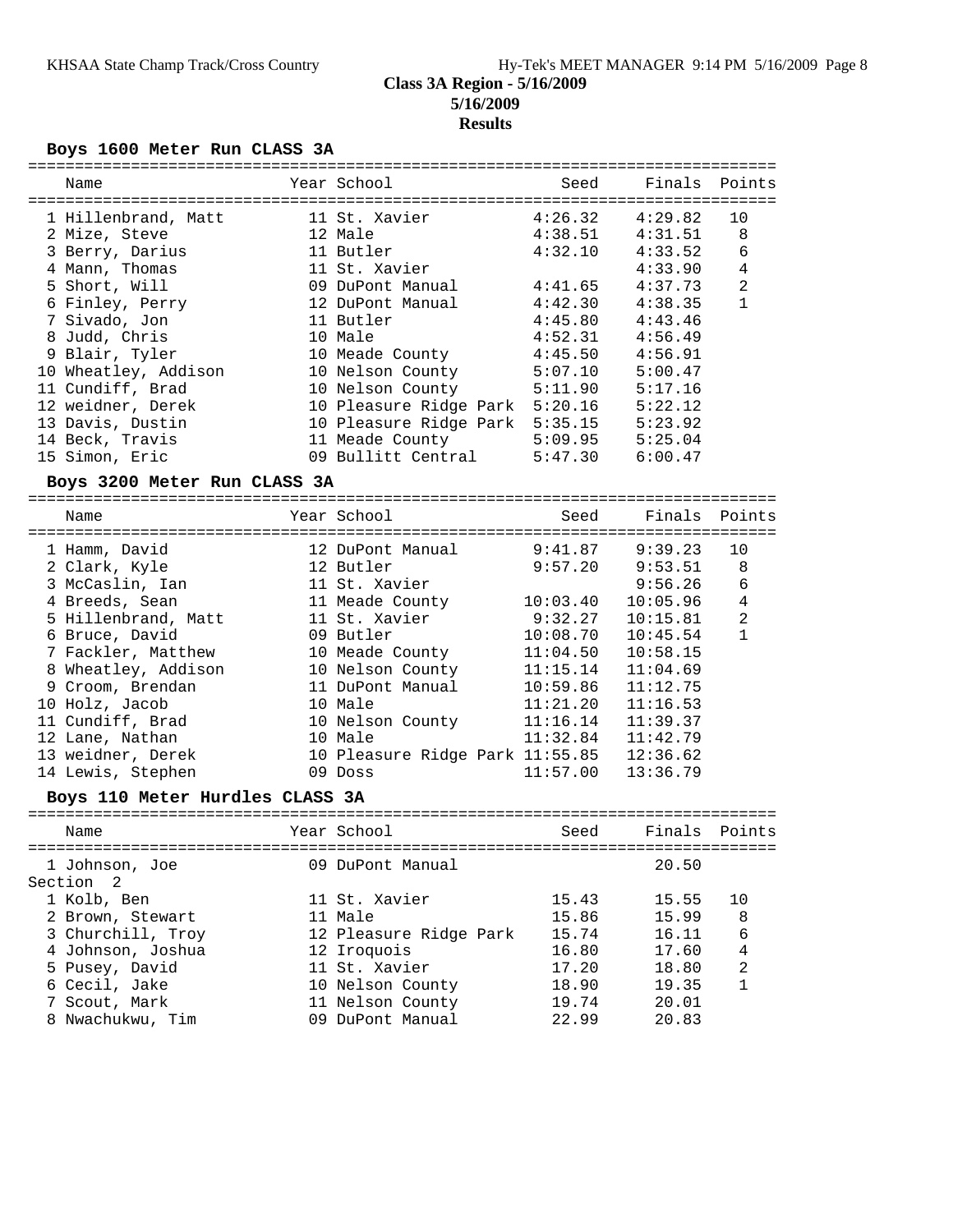# Class 3A Region - 5/16/2009

**5/16/2009**

**Results**

## Boys 1600 Meter Run CLASS 3A

| Name | Year | School | Seed | Finals | Points |
|---|---|---|---|---|---|
| 1 Hillenbrand, Matt | 11 | St. Xavier | 4:26.32 | 4:29.82 | 10 |
| 2 Mize, Steve | 12 | Male | 4:38.51 | 4:31.51 | 8 |
| 3 Berry, Darius | 11 | Butler | 4:32.10 | 4:33.52 | 6 |
| 4 Mann, Thomas | 11 | St. Xavier | | 4:33.90 | 4 |
| 5 Short, Will | 09 | DuPont Manual | 4:41.65 | 4:37.73 | 2 |
| 6 Finley, Perry | 12 | DuPont Manual | 4:42.30 | 4:38.35 | 1 |
| 7 Sivado, Jon | 11 | Butler | 4:45.80 | 4:43.46 | |
| 8 Judd, Chris | 10 | Male | 4:52.31 | 4:56.49 | |
| 9 Blair, Tyler | 10 | Meade County | 4:45.50 | 4:56.91 | |
| 10 Wheatley, Addison | 10 | Nelson County | 5:07.10 | 5:00.47 | |
| 11 Cundiff, Brad | 10 | Nelson County | 5:11.90 | 5:17.16 | |
| 12 weidner, Derek | 10 | Pleasure Ridge Park | 5:20.16 | 5:22.12 | |
| 13 Davis, Dustin | 10 | Pleasure Ridge Park | 5:35.15 | 5:23.92 | |
| 14 Beck, Travis | 11 | Meade County | 5:09.95 | 5:25.04 | |
| 15 Simon, Eric | 09 | Bullitt Central | 5:47.30 | 6:00.47 | |

## Boys 3200 Meter Run CLASS 3A

| Name | Year | School | Seed | Finals | Points |
|---|---|---|---|---|---|
| 1 Hamm, David | 12 | DuPont Manual | 9:41.87 | 9:39.23 | 10 |
| 2 Clark, Kyle | 12 | Butler | 9:57.20 | 9:53.51 | 8 |
| 3 McCaslin, Ian | 11 | St. Xavier | | 9:56.26 | 6 |
| 4 Breeds, Sean | 11 | Meade County | 10:03.40 | 10:05.96 | 4 |
| 5 Hillenbrand, Matt | 11 | St. Xavier | 9:32.27 | 10:15.81 | 2 |
| 6 Bruce, David | 09 | Butler | 10:08.70 | 10:45.54 | 1 |
| 7 Fackler, Matthew | 10 | Meade County | 11:04.50 | 10:58.15 | |
| 8 Wheatley, Addison | 10 | Nelson County | 11:15.14 | 11:04.69 | |
| 9 Croom, Brendan | 11 | DuPont Manual | 10:59.86 | 11:12.75 | |
| 10 Holz, Jacob | 10 | Male | 11:21.20 | 11:16.53 | |
| 11 Cundiff, Brad | 10 | Nelson County | 11:16.14 | 11:39.37 | |
| 12 Lane, Nathan | 10 | Male | 11:32.84 | 11:42.79 | |
| 13 weidner, Derek | 10 | Pleasure Ridge Park | 11:55.85 | 12:36.62 | |
| 14 Lewis, Stephen | 09 | Doss | 11:57.00 | 13:36.79 | |

## Boys 110 Meter Hurdles CLASS 3A

| Name | Year | School | Seed | Finals | Points |
|---|---|---|---|---|---|
| 1 Johnson, Joe | 09 | DuPont Manual | | 20.50 | |
| **Section 2** | | | | | |
| 1 Kolb, Ben | 11 | St. Xavier | 15.43 | 15.55 | 10 |
| 2 Brown, Stewart | 11 | Male | 15.86 | 15.99 | 8 |
| 3 Churchill, Troy | 12 | Pleasure Ridge Park | 15.74 | 16.11 | 6 |
| 4 Johnson, Joshua | 12 | Iroquois | 16.80 | 17.60 | 4 |
| 5 Pusey, David | 11 | St. Xavier | 17.20 | 18.80 | 2 |
| 6 Cecil, Jake | 10 | Nelson County | 18.90 | 19.35 | 1 |
| 7 Scout, Mark | 11 | Nelson County | 19.74 | 20.01 | |
| 8 Nwachukwu, Tim | 09 | DuPont Manual | 22.99 | 20.83 | |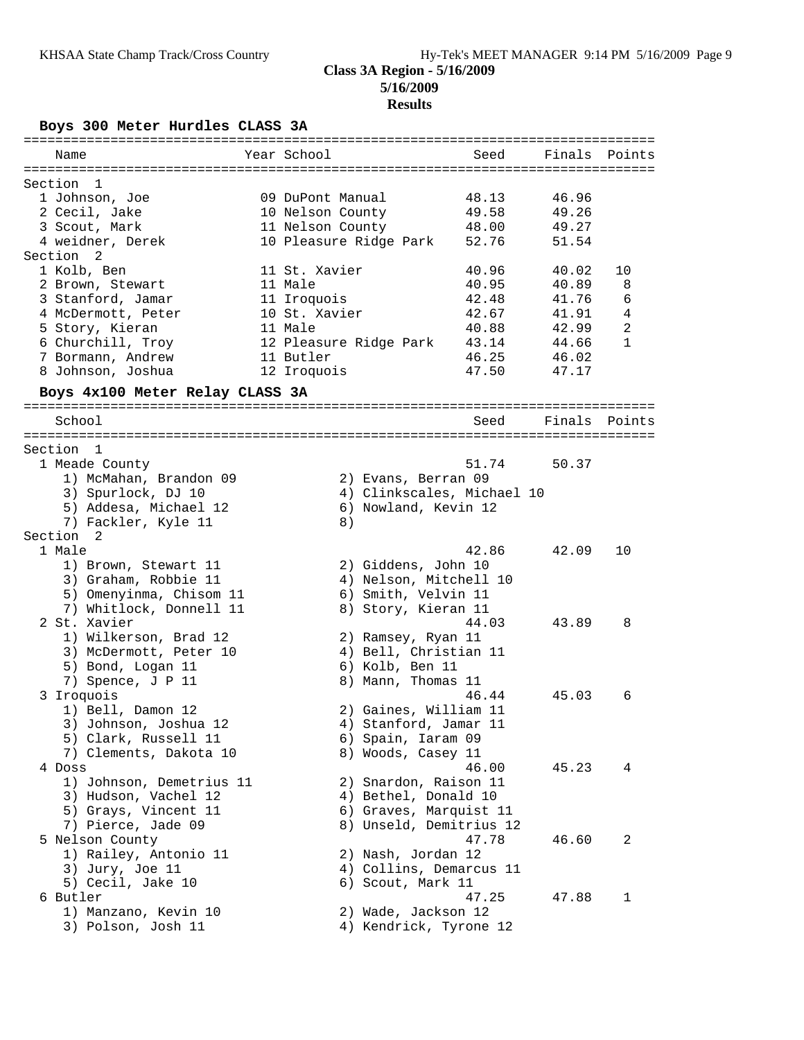**Class 3A Region - 5/16/2009**
**5/16/2009**
**Results**

## Boys 300 Meter Hurdles CLASS 3A

| Name | Year | School | Seed | Finals | Points |
|---|---|---|---|---|---|
| **Section 1** | | | | | |
| 1 Johnson, Joe | 09 | DuPont Manual | 48.13 | 46.96 | |
| 2 Cecil, Jake | 10 | Nelson County | 49.58 | 49.26 | |
| 3 Scout, Mark | 11 | Nelson County | 48.00 | 49.27 | |
| 4 weidner, Derek | 10 | Pleasure Ridge Park | 52.76 | 51.54 | |
| **Section 2** | | | | | |
| 1 Kolb, Ben | 11 | St. Xavier | 40.96 | 40.02 | 10 |
| 2 Brown, Stewart | 11 | Male | 40.95 | 40.89 | 8 |
| 3 Stanford, Jamar | 11 | Iroquois | 42.48 | 41.76 | 6 |
| 4 McDermott, Peter | 10 | St. Xavier | 42.67 | 41.91 | 4 |
| 5 Story, Kieran | 11 | Male | 40.88 | 42.99 | 2 |
| 6 Churchill, Troy | 12 | Pleasure Ridge Park | 43.14 | 44.66 | 1 |
| 7 Bormann, Andrew | 11 | Butler | 46.25 | 46.02 | |
| 8 Johnson, Joshua | 12 | Iroquois | 47.50 | 47.17 | |

## Boys 4x100 Meter Relay CLASS 3A

| School | Seed | Finals | Points |
|---|---|---|---|
| **Section 1** | | | |
| 1 Meade County | 51.74 | 50.37 | |
| 1) McMahan, Brandon 09; 2) Evans, Berran 09; 3) Spurlock, DJ 10; 4) Clinkscales, Michael 10; 5) Addesa, Michael 12; 6) Nowland, Kevin 12; 7) Fackler, Kyle 11; 8) | | | |
| **Section 2** | | | |
| 1 Male | 42.86 | 42.09 | 10 |
| 1) Brown, Stewart 11; 2) Giddens, John 10; 3) Graham, Robbie 11; 4) Nelson, Mitchell 10; 5) Omenyinma, Chisom 11; 6) Smith, Velvin 11; 7) Whitlock, Donnell 11; 8) Story, Kieran 11 | | | |
| 2 St. Xavier | 44.03 | 43.89 | 8 |
| 1) Wilkerson, Brad 12; 2) Ramsey, Ryan 11; 3) McDermott, Peter 10; 4) Bell, Christian 11; 5) Bond, Logan 11; 6) Kolb, Ben 11; 7) Spence, J P 11; 8) Mann, Thomas 11 | | | |
| 3 Iroquois | 46.44 | 45.03 | 6 |
| 1) Bell, Damon 12; 2) Gaines, William 11; 3) Johnson, Joshua 12; 4) Stanford, Jamar 11; 5) Clark, Russell 11; 6) Spain, Iaram 09; 7) Clements, Dakota 10; 8) Woods, Casey 11 | | | |
| 4 Doss | 46.00 | 45.23 | 4 |
| 1) Johnson, Demetrius 11; 2) Snardon, Raison 11; 3) Hudson, Vachel 12; 4) Bethel, Donald 10; 5) Grays, Vincent 11; 6) Graves, Marquist 11; 7) Pierce, Jade 09; 8) Unseld, Demitrius 12 | | | |
| 5 Nelson County | 47.78 | 46.60 | 2 |
| 1) Railey, Antonio 11; 2) Nash, Jordan 12; 3) Jury, Joe 11; 4) Collins, Demarcus 11; 5) Cecil, Jake 10; 6) Scout, Mark 11 | | | |
| 6 Butler | 47.25 | 47.88 | 1 |
| 1) Manzano, Kevin 10; 2) Wade, Jackson 12; 3) Polson, Josh 11; 4) Kendrick, Tyrone 12 | | | |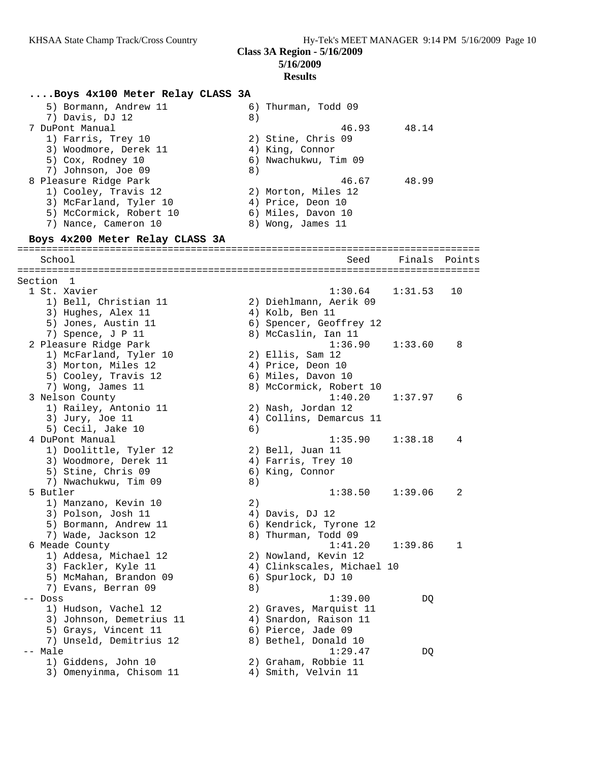## Class 3A Region - 5/16/2009

**5/16/2009**

**Results**

### ....Boys 4x100 Meter Relay CLASS 3A

```
    5) Bormann, Andrew 11              6) Thurman, Todd 09
    7) Davis, DJ 12                    8)
  7 DuPont Manual                                 46.93      48.14
    1) Farris, Trey 10                 2) Stine, Chris 09
    3) Woodmore, Derek 11              4) King, Connor
    5) Cox, Rodney 10                  6) Nwachukwu, Tim 09
    7) Johnson, Joe 09                 8)
  8 Pleasure Ridge Park                           46.67      48.99
    1) Cooley, Travis 12               2) Morton, Miles 12
    3) McFarland, Tyler 10             4) Price, Deon 10
    5) McCormick, Robert 10            6) Miles, Davon 10
    7) Nance, Cameron 10               8) Wong, James 11
```

### Boys 4x200 Meter Relay CLASS 3A

```
================================================================================
    School                                           Seed     Finals  Points
================================================================================
Section  1
  1 St. Xavier                                    1:30.64    1:31.53   10
    1) Bell, Christian 11              2) Diehlmann, Aerik 09
    3) Hughes, Alex 11                 4) Kolb, Ben 11
    5) Jones, Austin 11                6) Spencer, Geoffrey 12
    7) Spence, J P 11                  8) McCaslin, Ian 11
  2 Pleasure Ridge Park                           1:36.90    1:33.60    8
    1) McFarland, Tyler 10             2) Ellis, Sam 12
    3) Morton, Miles 12                4) Price, Deon 10
    5) Cooley, Travis 12               6) Miles, Davon 10
    7) Wong, James 11                  8) McCormick, Robert 10
  3 Nelson County                                 1:40.20    1:37.97    6
    1) Railey, Antonio 11              2) Nash, Jordan 12
    3) Jury, Joe 11                    4) Collins, Demarcus 11
    5) Cecil, Jake 10                  6)
  4 DuPont Manual                                 1:35.90    1:38.18    4
    1) Doolittle, Tyler 12             2) Bell, Juan 11
    3) Woodmore, Derek 11              4) Farris, Trey 10
    5) Stine, Chris 09                 6) King, Connor
    7) Nwachukwu, Tim 09               8)
  5 Butler                                        1:38.50    1:39.06    2
    1) Manzano, Kevin 10               2)
    3) Polson, Josh 11                 4) Davis, DJ 12
    5) Bormann, Andrew 11              6) Kendrick, Tyrone 12
    7) Wade, Jackson 12                8) Thurman, Todd 09
  6 Meade County                                  1:41.20    1:39.86    1
    1) Addesa, Michael 12              2) Nowland, Kevin 12
    3) Fackler, Kyle 11                4) Clinkscales, Michael 10
    5) McMahan, Brandon 09             6) Spurlock, DJ 10
    7) Evans, Berran 09                8)
 -- Doss                                          1:39.00         DQ
    1) Hudson, Vachel 12               2) Graves, Marquist 11
    3) Johnson, Demetrius 11           4) Snardon, Raison 11
    5) Grays, Vincent 11               6) Pierce, Jade 09
    7) Unseld, Demitrius 12            8) Bethel, Donald 10
 -- Male                                          1:29.47         DQ
    1) Giddens, John 10                2) Graham, Robbie 11
    3) Omenyinma, Chisom 11            4) Smith, Velvin 11
```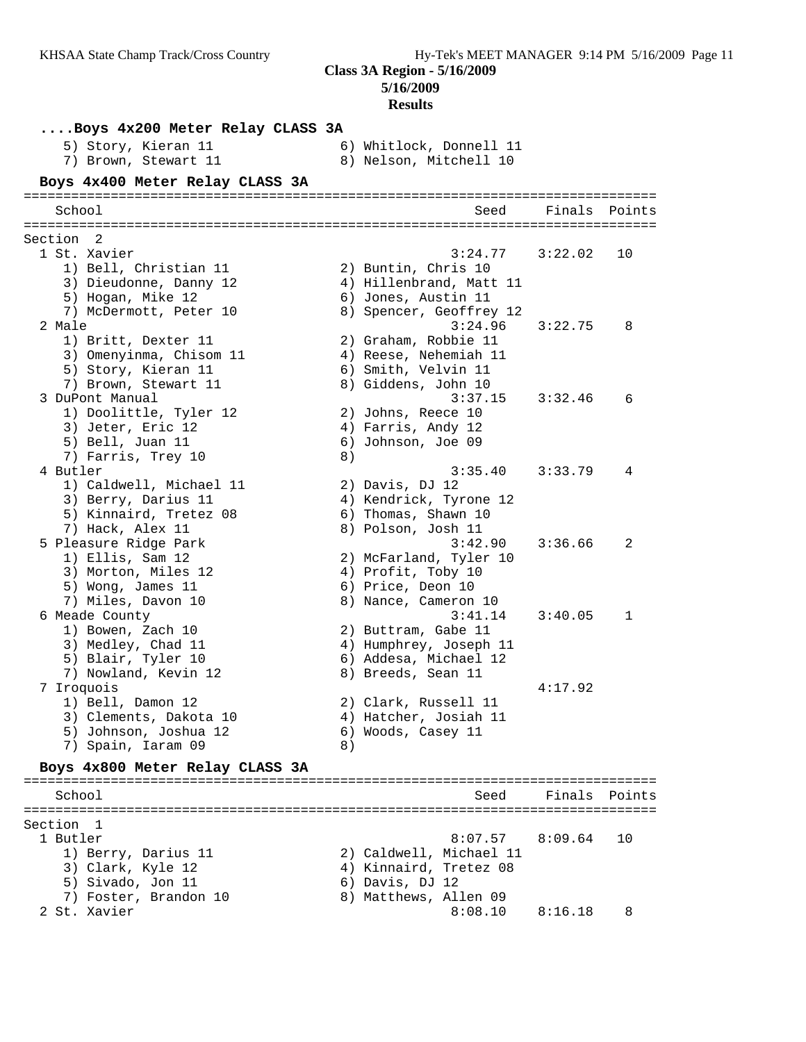### ....Boys 4x200 Meter Relay CLASS 3A

5) Story, Kieran 11
6) Whitlock, Donnell 11
7) Brown, Stewart 11
8) Nelson, Mitchell 10

### Boys 4x400 Meter Relay CLASS 3A

| School | Seed | Finals | Points |
|---|---|---|---|
| **Section 2** | | | |
| 1 St. Xavier | 3:24.77 | 3:22.02 | 10 |
| 1) Bell, Christian 11; 2) Buntin, Chris 10; 3) Dieudonne, Danny 12; 4) Hillenbrand, Matt 11; 5) Hogan, Mike 12; 6) Jones, Austin 11; 7) McDermott, Peter 10; 8) Spencer, Geoffrey 12 | | | |
| 2 Male | 3:24.96 | 3:22.75 | 8 |
| 1) Britt, Dexter 11; 2) Graham, Robbie 11; 3) Omenyinma, Chisom 11; 4) Reese, Nehemiah 11; 5) Story, Kieran 11; 6) Smith, Velvin 11; 7) Brown, Stewart 11; 8) Giddens, John 10 | | | |
| 3 DuPont Manual | 3:37.15 | 3:32.46 | 6 |
| 1) Doolittle, Tyler 12; 2) Johns, Reece 10; 3) Jeter, Eric 12; 4) Farris, Andy 12; 5) Bell, Juan 11; 6) Johnson, Joe 09; 7) Farris, Trey 10; 8) | | | |
| 4 Butler | 3:35.40 | 3:33.79 | 4 |
| 1) Caldwell, Michael 11; 2) Davis, DJ 12; 3) Berry, Darius 11; 4) Kendrick, Tyrone 12; 5) Kinnaird, Tretez 08; 6) Thomas, Shawn 10; 7) Hack, Alex 11; 8) Polson, Josh 11 | | | |
| 5 Pleasure Ridge Park | 3:42.90 | 3:36.66 | 2 |
| 1) Ellis, Sam 12; 2) McFarland, Tyler 10; 3) Morton, Miles 12; 4) Profit, Toby 10; 5) Wong, James 11; 6) Price, Deon 10; 7) Miles, Davon 10; 8) Nance, Cameron 10 | | | |
| 6 Meade County | 3:41.14 | 3:40.05 | 1 |
| 1) Bowen, Zach 10; 2) Buttram, Gabe 11; 3) Medley, Chad 11; 4) Humphrey, Joseph 11; 5) Blair, Tyler 10; 6) Addesa, Michael 12; 7) Nowland, Kevin 12; 8) Breeds, Sean 11 | | | |
| 7 Iroquois | | 4:17.92 | |
| 1) Bell, Damon 12; 2) Clark, Russell 11; 3) Clements, Dakota 10; 4) Hatcher, Josiah 11; 5) Johnson, Joshua 12; 6) Woods, Casey 11; 7) Spain, Iaram 09; 8) | | | |

### Boys 4x800 Meter Relay CLASS 3A

| School | Seed | Finals | Points |
|---|---|---|---|
| **Section 1** | | | |
| 1 Butler | 8:07.57 | 8:09.64 | 10 |
| 1) Berry, Darius 11; 2) Caldwell, Michael 11; 3) Clark, Kyle 12; 4) Kinnaird, Tretez 08; 5) Sivado, Jon 11; 6) Davis, DJ 12; 7) Foster, Brandon 10; 8) Matthews, Allen 09 | | | |
| 2 St. Xavier | 8:08.10 | 8:16.18 | 8 |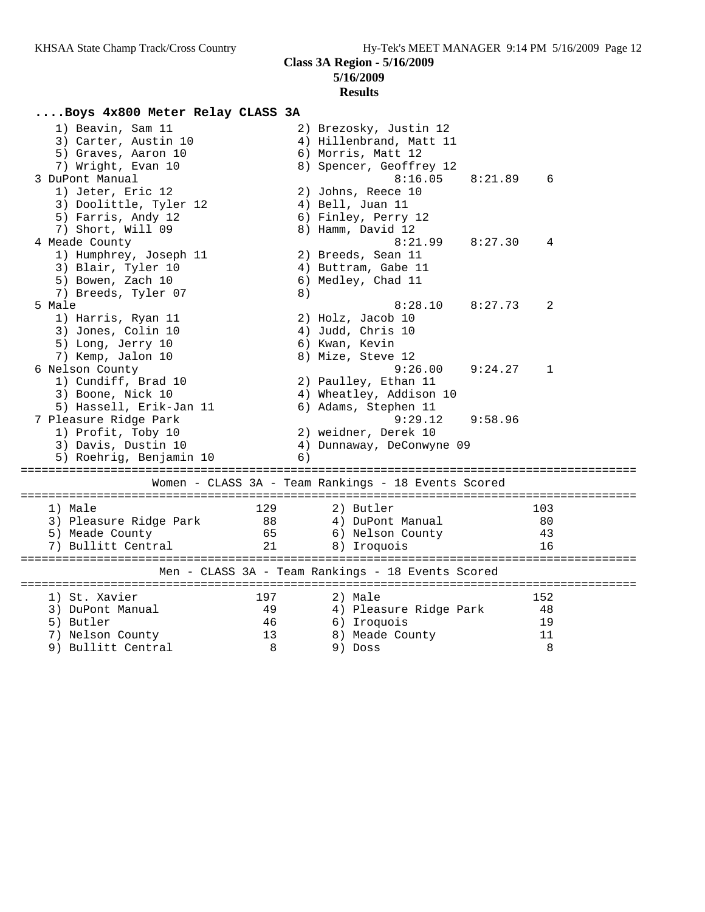**Class 3A Region - 5/16/2009**

**5/16/2009**

**Results**

### ....Boys 4x800 Meter Relay CLASS 3A

```
    1) Beavin, Sam 11                  2) Brezosky, Justin 12
    3) Carter, Austin 10               4) Hillenbrand, Matt 11
    5) Graves, Aaron 10                6) Morris, Matt 12
    7) Wright, Evan 10                 8) Spencer, Geoffrey 12
  3 DuPont Manual                               8:16.05    8:21.89    6
    1) Jeter, Eric 12                  2) Johns, Reece 10
    3) Doolittle, Tyler 12             4) Bell, Juan 11
    5) Farris, Andy 12                 6) Finley, Perry 12
    7) Short, Will 09                  8) Hamm, David 12
  4 Meade County                                8:21.99    8:27.30    4
    1) Humphrey, Joseph 11             2) Breeds, Sean 11
    3) Blair, Tyler 10                 4) Buttram, Gabe 11
    5) Bowen, Zach 10                  6) Medley, Chad 11
    7) Breeds, Tyler 07                8)
  5 Male                                        8:28.10    8:27.73    2
    1) Harris, Ryan 11                 2) Holz, Jacob 10
    3) Jones, Colin 10                 4) Judd, Chris 10
    5) Long, Jerry 10                  6) Kwan, Kevin
    7) Kemp, Jalon 10                  8) Mize, Steve 12
  6 Nelson County                               9:26.00    9:24.27    1
    1) Cundiff, Brad 10                2) Paulley, Ethan 11
    3) Boone, Nick 10                  4) Wheatley, Addison 10
    5) Hassell, Erik-Jan 11            6) Adams, Stephen 11
  7 Pleasure Ridge Park                         9:29.12    9:58.96
    1) Profit, Toby 10                 2) weidner, Derek 10
    3) Davis, Dustin 10                4) Dunnaway, DeConwyne 09
    5) Roehrig, Benjamin 10            6)
```

### Women - CLASS 3A - Team Rankings - 18 Events Scored

| | | | |
|---|---|---|---|
| 1) Male | 129 | 2) Butler | 103 |
| 3) Pleasure Ridge Park | 88 | 4) DuPont Manual | 80 |
| 5) Meade County | 65 | 6) Nelson County | 43 |
| 7) Bullitt Central | 21 | 8) Iroquois | 16 |

### Men - CLASS 3A - Team Rankings - 18 Events Scored

| | | | |
|---|---|---|---|
| 1) St. Xavier | 197 | 2) Male | 152 |
| 3) DuPont Manual | 49 | 4) Pleasure Ridge Park | 48 |
| 5) Butler | 46 | 6) Iroquois | 19 |
| 7) Nelson County | 13 | 8) Meade County | 11 |
| 9) Bullitt Central | 8 | 9) Doss | 8 |